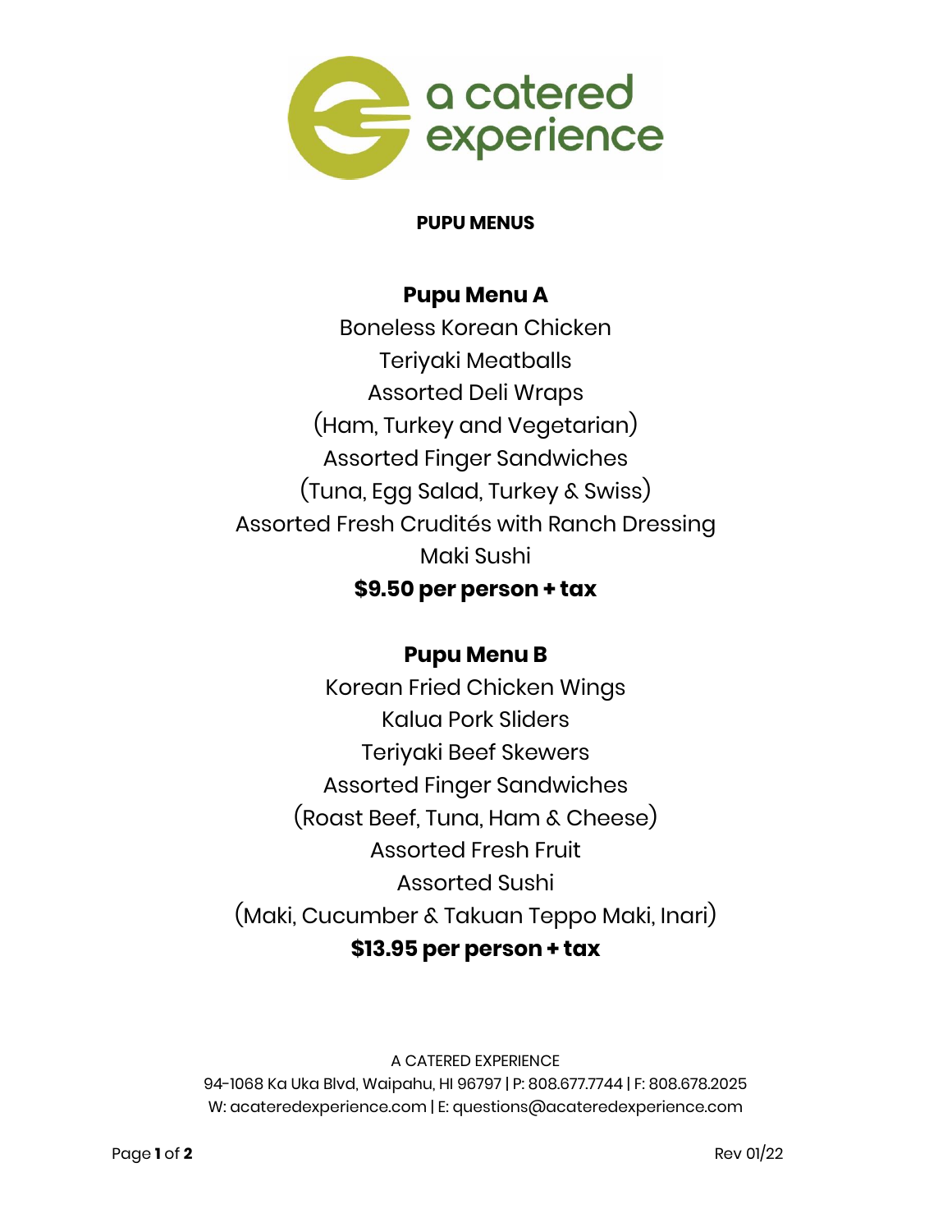a catered experience

# PUPU MENUS

## Pupu Menu A

Boneless Korean Chicken
Teriyaki Meatballs
Assorted Deli Wraps
(Ham, Turkey and Vegetarian)
Assorted Finger Sandwiches
(Tuna, Egg Salad, Turkey & Swiss)
Assorted Fresh Crudités with Ranch Dressing
Maki Sushi

**$9.50 per person + tax**

## Pupu Menu B

Korean Fried Chicken Wings
Kalua Pork Sliders
Teriyaki Beef Skewers
Assorted Finger Sandwiches
(Roast Beef, Tuna, Ham & Cheese)
Assorted Fresh Fruit
Assorted Sushi
(Maki, Cucumber & Takuan Teppo Maki, Inari)

**$13.95 per person + tax**

A CATERED EXPERIENCE
94-1068 Ka Uka Blvd, Waipahu, HI 96797 | P: 808.677.7744 | F: 808.678.2025
W: acateredexperience.com | E: questions@acateredexperience.com

Rev 01/22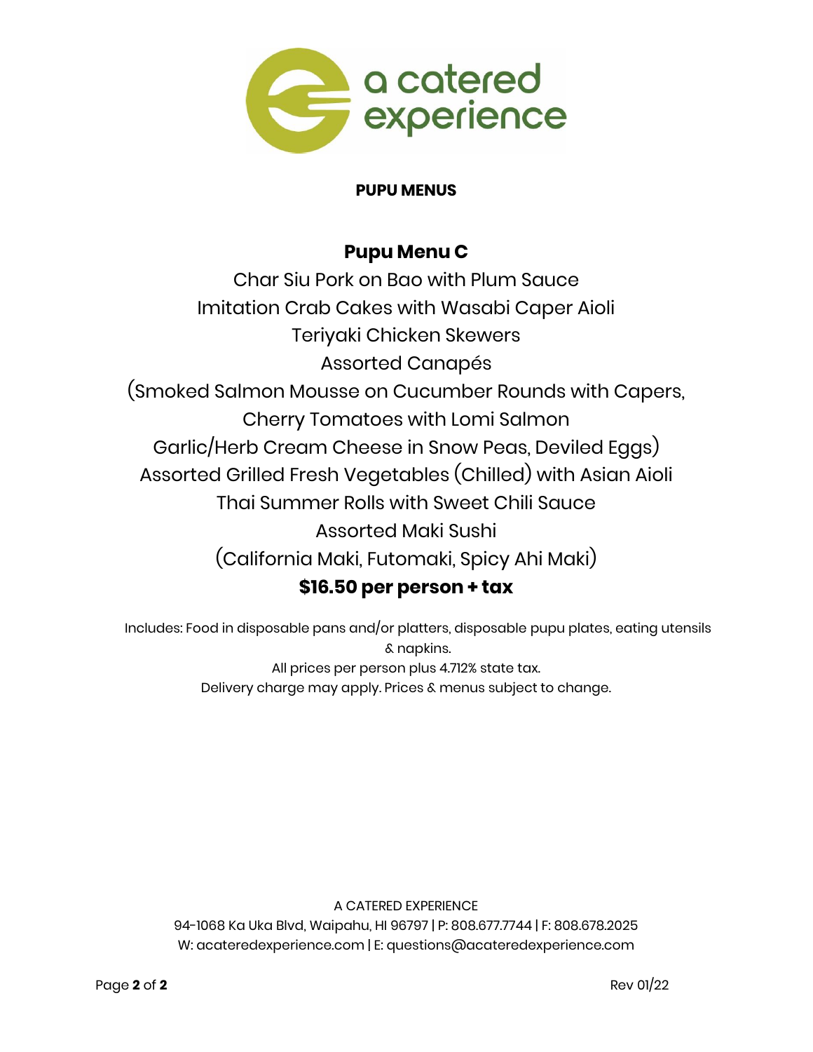a catered experience

**PUPU MENUS**

## Pupu Menu C

Char Siu Pork on Bao with Plum Sauce
Imitation Crab Cakes with Wasabi Caper Aioli
Teriyaki Chicken Skewers
Assorted Canapés
(Smoked Salmon Mousse on Cucumber Rounds with Capers,
Cherry Tomatoes with Lomi Salmon
Garlic/Herb Cream Cheese in Snow Peas, Deviled Eggs)
Assorted Grilled Fresh Vegetables (Chilled) with Asian Aioli
Thai Summer Rolls with Sweet Chili Sauce
Assorted Maki Sushi
(California Maki, Futomaki, Spicy Ahi Maki)

**$16.50 per person + tax**

Includes: Food in disposable pans and/or platters, disposable pupu plates, eating utensils & napkins.
All prices per person plus 4.712% state tax.
Delivery charge may apply. Prices & menus subject to change.

A CATERED EXPERIENCE
94-1068 Ka Uka Blvd, Waipahu, HI 96797 | P: 808.677.7744 | F: 808.678.2025
W: acateredexperience.com | E: questions@acateredexperience.com

Rev 01/22